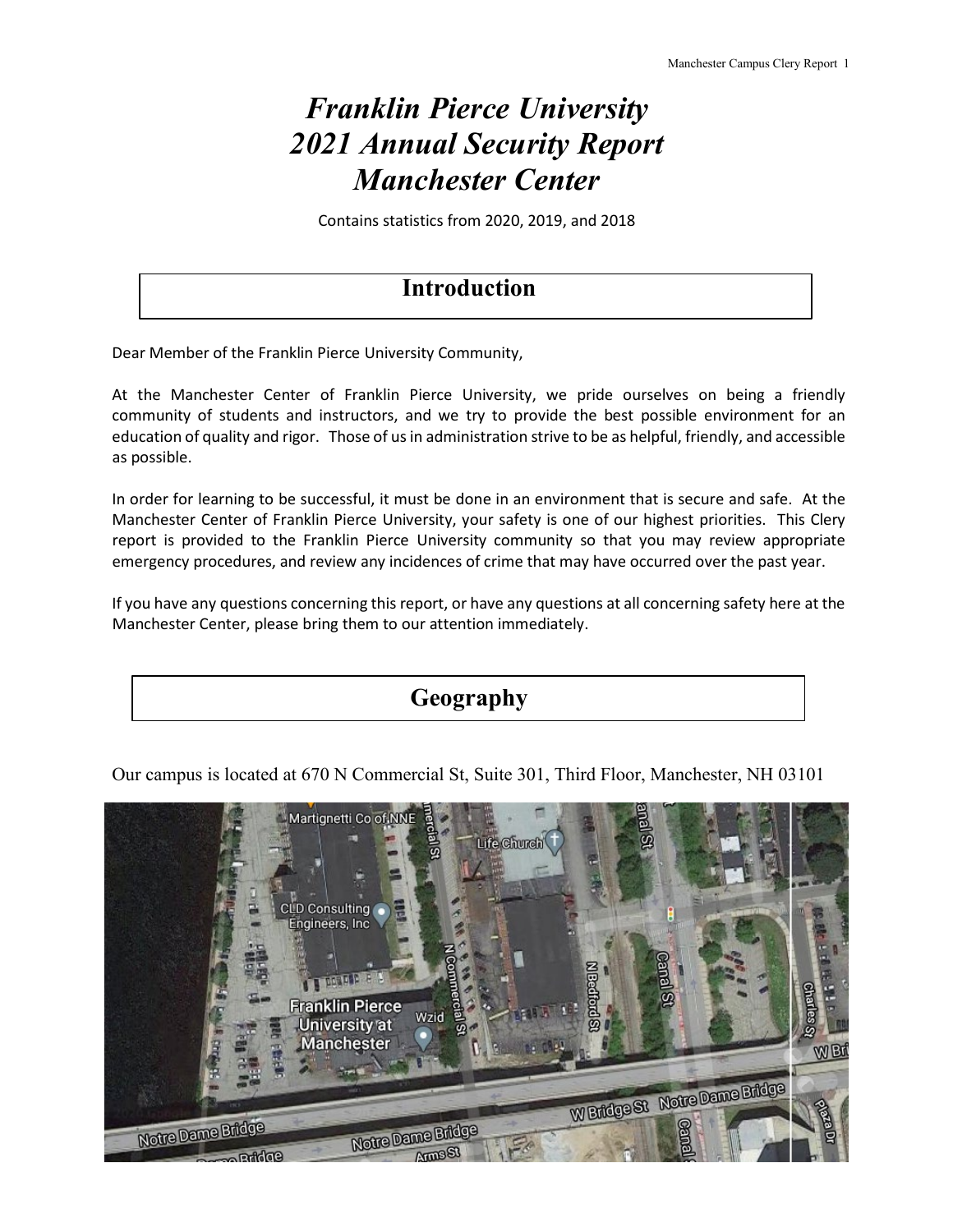# Franklin Pierce University 2021 Annual Security Report Manchester Center

Contains statistics from 2020, 2019, and 2018

## Introduction

Dear Member of the Franklin Pierce University Community,

At the Manchester Center of Franklin Pierce University, we pride ourselves on being a friendly community of students and instructors, and we try to provide the best possible environment for an education of quality and rigor. Those of us in administration strive to be as helpful, friendly, and accessible as possible.

In order for learning to be successful, it must be done in an environment that is secure and safe. At the Manchester Center of Franklin Pierce University, your safety is one of our highest priorities. This Clery report is provided to the Franklin Pierce University community so that you may review appropriate emergency procedures, and review any incidences of crime that may have occurred over the past year.

If you have any questions concerning this report, or have any questions at all concerning safety here at the Manchester Center, please bring them to our attention immediately.

## Geography

Our campus is located at 670 N Commercial St, Suite 301, Third Floor, Manchester, NH 03101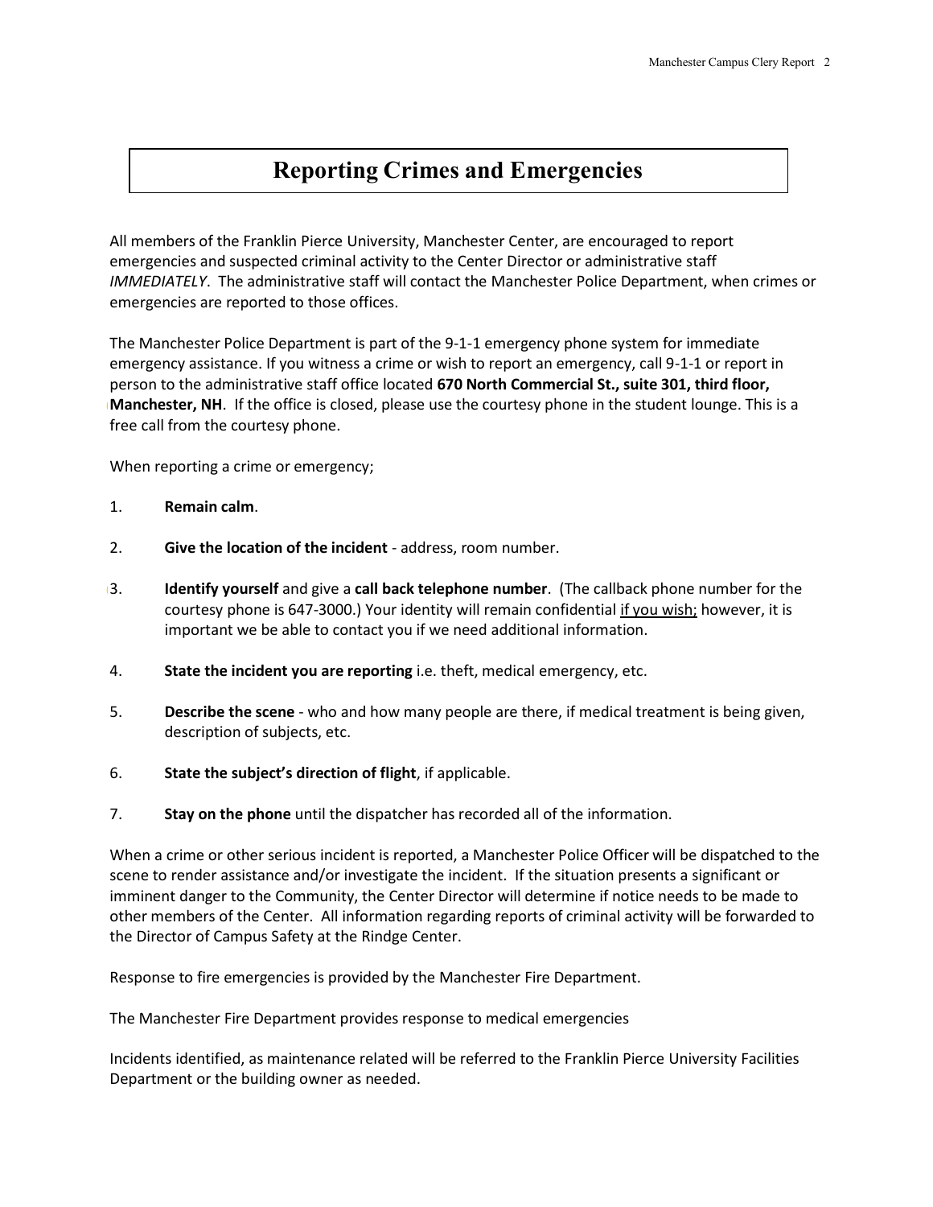# Reporting Crimes and Emergencies

All members of the Franklin Pierce University, Manchester Center, are encouraged to report emergencies and suspected criminal activity to the Center Director or administrative staff *IMMEDIATELY*. The administrative staff will contact the Manchester Police Department, when crimes or emergencies are reported to those offices.

The Manchester Police Department is part of the 9-1-1 emergency phone system for immediate emergency assistance. If you witness a crime or wish to report an emergency, call 9-1-1 or report in person to the administrative staff office located **670 North Commercial St., suite 301, third floor, Manchester, NH**. If the office is closed, please use the courtesy phone in the student lounge. This is a free call from the courtesy phone.

When reporting a crime or emergency;

1. **Remain calm**.
2. **Give the location of the incident** - address, room number.
3. **Identify yourself** and give a **call back telephone number**. (The callback phone number for the courtesy phone is 647-3000.) Your identity will remain confidential <u>if you wish;</u> however, it is important we be able to contact you if we need additional information.
4. **State the incident you are reporting** i.e. theft, medical emergency, etc.
5. **Describe the scene** - who and how many people are there, if medical treatment is being given, description of subjects, etc.
6. **State the subject's direction of flight**, if applicable.
7. **Stay on the phone** until the dispatcher has recorded all of the information.

When a crime or other serious incident is reported, a Manchester Police Officer will be dispatched to the scene to render assistance and/or investigate the incident. If the situation presents a significant or imminent danger to the Community, the Center Director will determine if notice needs to be made to other members of the Center. All information regarding reports of criminal activity will be forwarded to the Director of Campus Safety at the Rindge Center.

Response to fire emergencies is provided by the Manchester Fire Department.

The Manchester Fire Department provides response to medical emergencies

Incidents identified, as maintenance related will be referred to the Franklin Pierce University Facilities Department or the building owner as needed.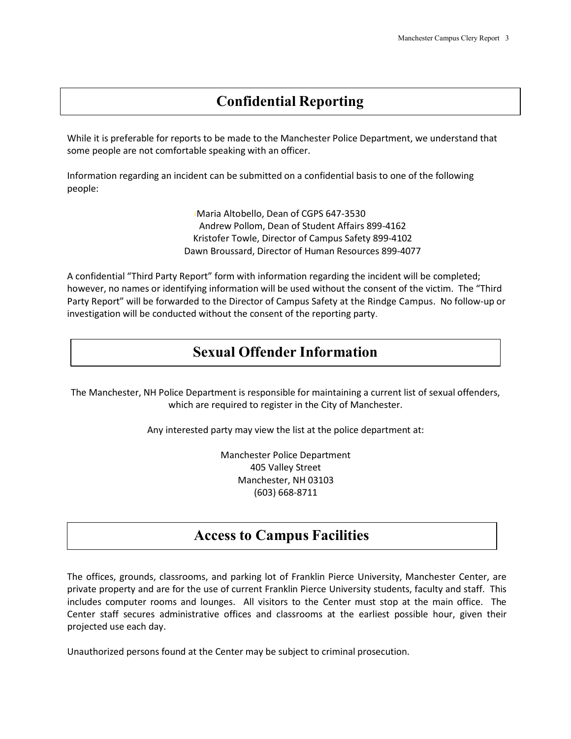## Confidential Reporting

While it is preferable for reports to be made to the Manchester Police Department, we understand that some people are not comfortable speaking with an officer.

Information regarding an incident can be submitted on a confidential basis to one of the following people:

Maria Altobello, Dean of CGPS 647-3530
Andrew Pollom, Dean of Student Affairs 899-4162
Kristofer Towle, Director of Campus Safety 899-4102
Dawn Broussard, Director of Human Resources 899-4077

A confidential "Third Party Report" form with information regarding the incident will be completed; however, no names or identifying information will be used without the consent of the victim. The "Third Party Report" will be forwarded to the Director of Campus Safety at the Rindge Campus. No follow-up or investigation will be conducted without the consent of the reporting party.

## Sexual Offender Information

The Manchester, NH Police Department is responsible for maintaining a current list of sexual offenders, which are required to register in the City of Manchester.

Any interested party may view the list at the police department at:

Manchester Police Department
405 Valley Street
Manchester, NH 03103
(603) 668-8711

## Access to Campus Facilities

The offices, grounds, classrooms, and parking lot of Franklin Pierce University, Manchester Center, are private property and are for the use of current Franklin Pierce University students, faculty and staff. This includes computer rooms and lounges. All visitors to the Center must stop at the main office. The Center staff secures administrative offices and classrooms at the earliest possible hour, given their projected use each day.

Unauthorized persons found at the Center may be subject to criminal prosecution.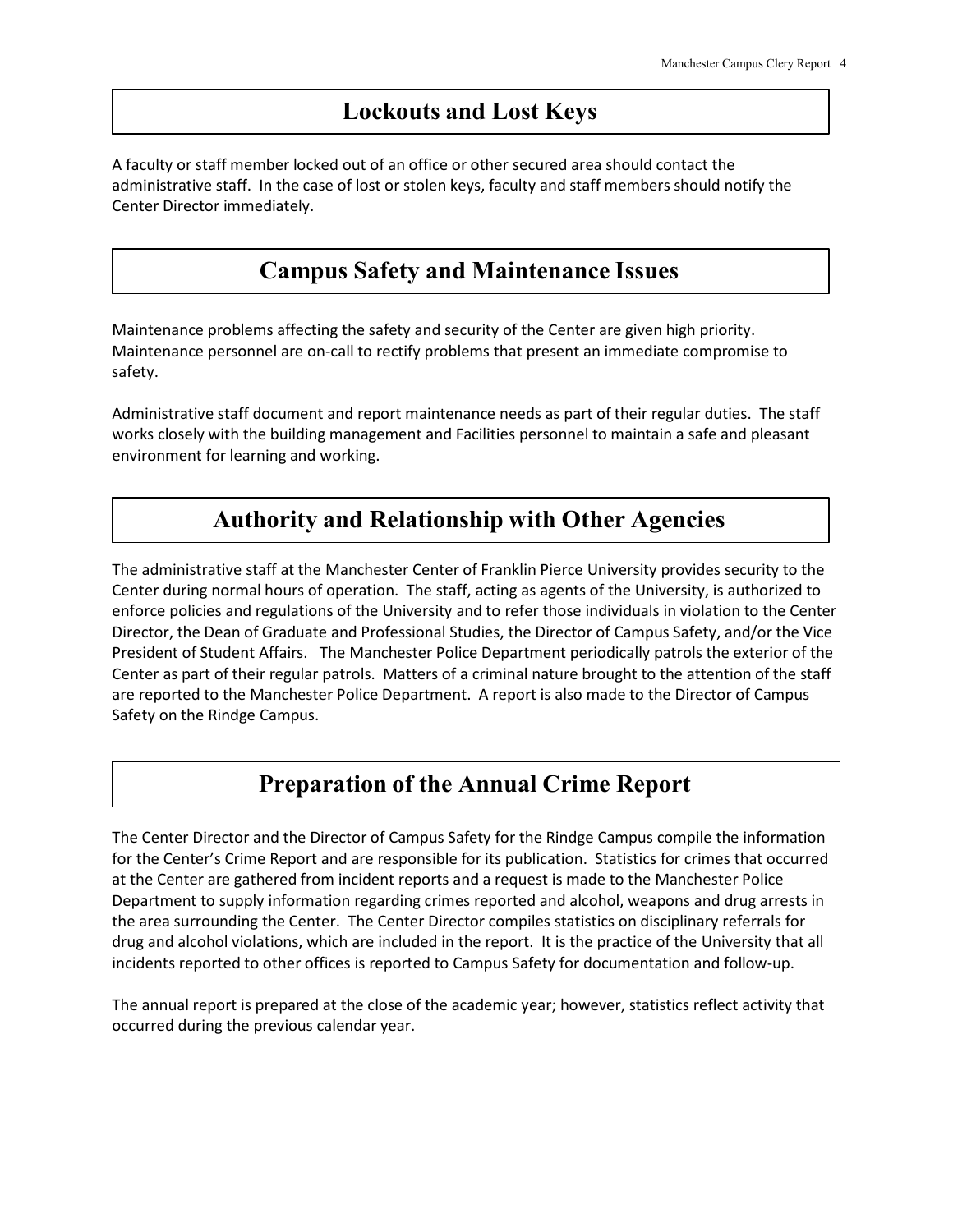## Lockouts and Lost Keys

A faculty or staff member locked out of an office or other secured area should contact the administrative staff. In the case of lost or stolen keys, faculty and staff members should notify the Center Director immediately.

## Campus Safety and Maintenance Issues

Maintenance problems affecting the safety and security of the Center are given high priority. Maintenance personnel are on-call to rectify problems that present an immediate compromise to safety.

Administrative staff document and report maintenance needs as part of their regular duties. The staff works closely with the building management and Facilities personnel to maintain a safe and pleasant environment for learning and working.

## Authority and Relationship with Other Agencies

The administrative staff at the Manchester Center of Franklin Pierce University provides security to the Center during normal hours of operation. The staff, acting as agents of the University, is authorized to enforce policies and regulations of the University and to refer those individuals in violation to the Center Director, the Dean of Graduate and Professional Studies, the Director of Campus Safety, and/or the Vice President of Student Affairs. The Manchester Police Department periodically patrols the exterior of the Center as part of their regular patrols. Matters of a criminal nature brought to the attention of the staff are reported to the Manchester Police Department. A report is also made to the Director of Campus Safety on the Rindge Campus.

## Preparation of the Annual Crime Report

The Center Director and the Director of Campus Safety for the Rindge Campus compile the information for the Center's Crime Report and are responsible for its publication. Statistics for crimes that occurred at the Center are gathered from incident reports and a request is made to the Manchester Police Department to supply information regarding crimes reported and alcohol, weapons and drug arrests in the area surrounding the Center. The Center Director compiles statistics on disciplinary referrals for drug and alcohol violations, which are included in the report. It is the practice of the University that all incidents reported to other offices is reported to Campus Safety for documentation and follow-up.

The annual report is prepared at the close of the academic year; however, statistics reflect activity that occurred during the previous calendar year.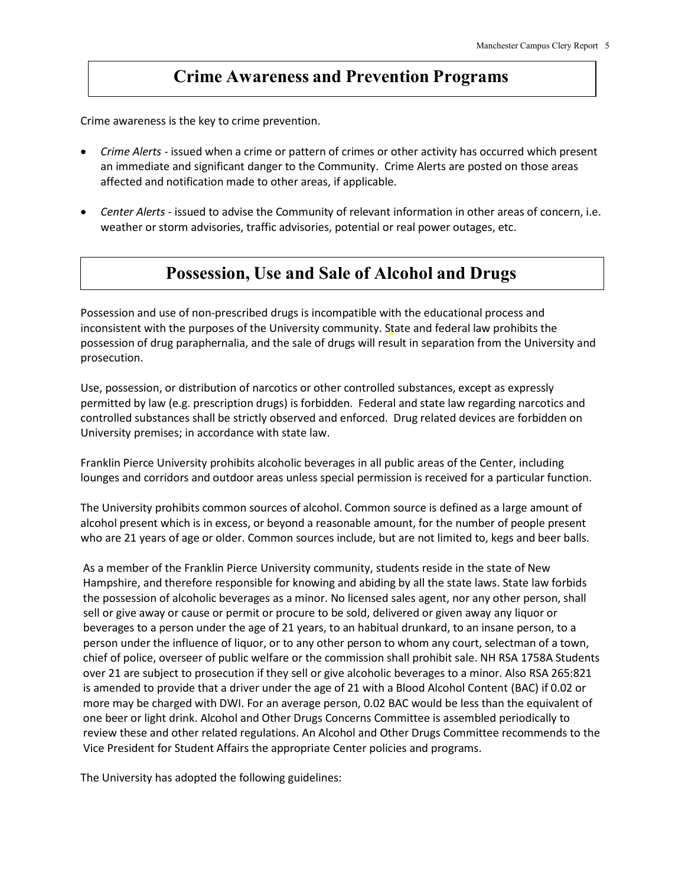## Crime Awareness and Prevention Programs

Crime awareness is the key to crime prevention.

- *Crime Alerts* - issued when a crime or pattern of crimes or other activity has occurred which present an immediate and significant danger to the Community. Crime Alerts are posted on those areas affected and notification made to other areas, if applicable.
- *Center Alerts* - issued to advise the Community of relevant information in other areas of concern, i.e. weather or storm advisories, traffic advisories, potential or real power outages, etc.

## Possession, Use and Sale of Alcohol and Drugs

Possession and use of non-prescribed drugs is incompatible with the educational process and inconsistent with the purposes of the University community. State and federal law prohibits the possession of drug paraphernalia, and the sale of drugs will result in separation from the University and prosecution.

Use, possession, or distribution of narcotics or other controlled substances, except as expressly permitted by law (e.g. prescription drugs) is forbidden. Federal and state law regarding narcotics and controlled substances shall be strictly observed and enforced. Drug related devices are forbidden on University premises; in accordance with state law.

Franklin Pierce University prohibits alcoholic beverages in all public areas of the Center, including lounges and corridors and outdoor areas unless special permission is received for a particular function.

The University prohibits common sources of alcohol. Common source is defined as a large amount of alcohol present which is in excess, or beyond a reasonable amount, for the number of people present who are 21 years of age or older. Common sources include, but are not limited to, kegs and beer balls.

As a member of the Franklin Pierce University community, students reside in the state of New Hampshire, and therefore responsible for knowing and abiding by all the state laws. State law forbids the possession of alcoholic beverages as a minor. No licensed sales agent, nor any other person, shall sell or give away or cause or permit or procure to be sold, delivered or given away any liquor or beverages to a person under the age of 21 years, to an habitual drunkard, to an insane person, to a person under the influence of liquor, or to any other person to whom any court, selectman of a town, chief of police, overseer of public welfare or the commission shall prohibit sale. NH RSA 1758A Students over 21 are subject to prosecution if they sell or give alcoholic beverages to a minor. Also RSA 265:821 is amended to provide that a driver under the age of 21 with a Blood Alcohol Content (BAC) if 0.02 or more may be charged with DWI. For an average person, 0.02 BAC would be less than the equivalent of one beer or light drink. Alcohol and Other Drugs Concerns Committee is assembled periodically to review these and other related regulations. An Alcohol and Other Drugs Committee recommends to the Vice President for Student Affairs the appropriate Center policies and programs.

The University has adopted the following guidelines: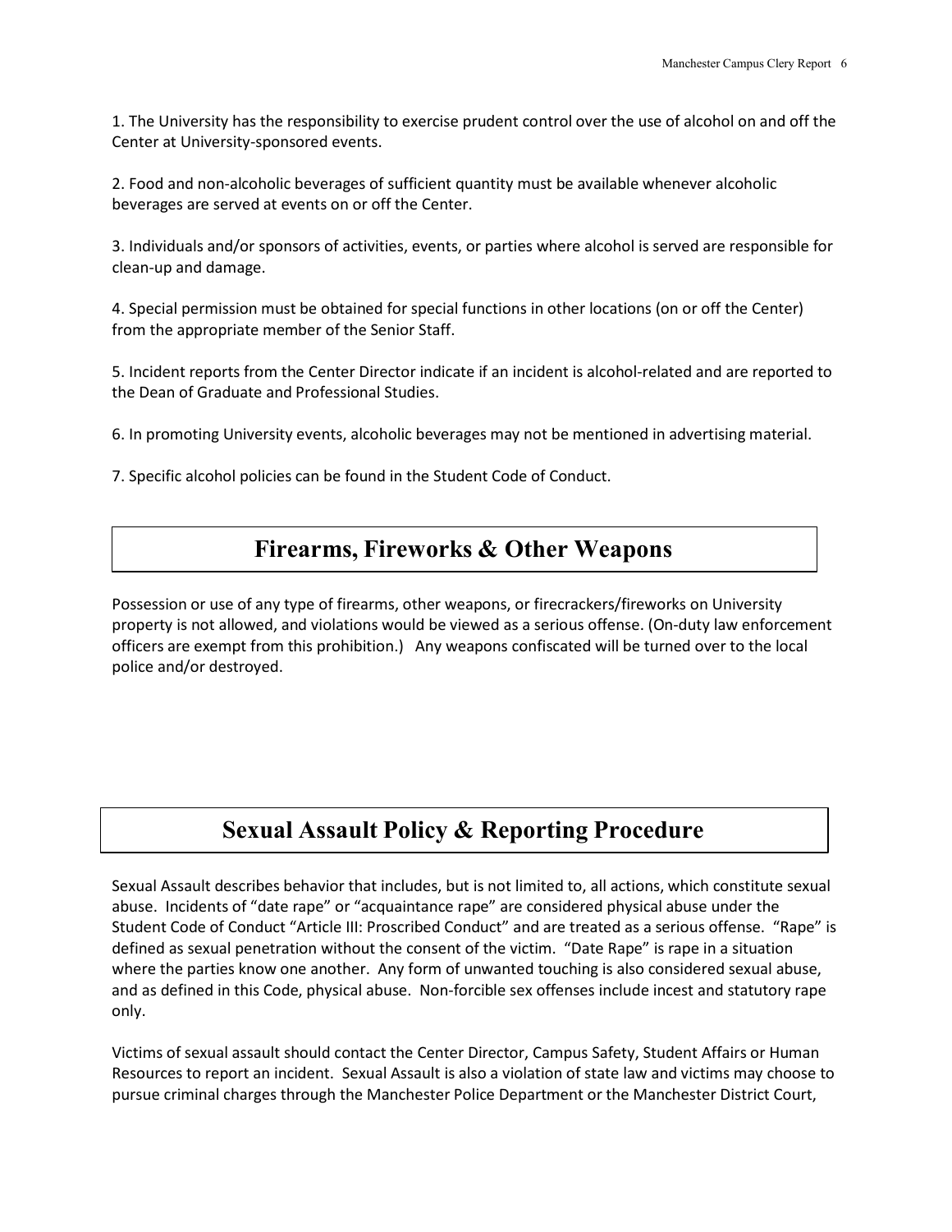1. The University has the responsibility to exercise prudent control over the use of alcohol on and off the Center at University-sponsored events.

2. Food and non-alcoholic beverages of sufficient quantity must be available whenever alcoholic beverages are served at events on or off the Center.

3. Individuals and/or sponsors of activities, events, or parties where alcohol is served are responsible for clean-up and damage.

4. Special permission must be obtained for special functions in other locations (on or off the Center) from the appropriate member of the Senior Staff.

5. Incident reports from the Center Director indicate if an incident is alcohol-related and are reported to the Dean of Graduate and Professional Studies.

6. In promoting University events, alcoholic beverages may not be mentioned in advertising material.

7. Specific alcohol policies can be found in the Student Code of Conduct.

## Firearms, Fireworks & Other Weapons

Possession or use of any type of firearms, other weapons, or firecrackers/fireworks on University property is not allowed, and violations would be viewed as a serious offense. (On-duty law enforcement officers are exempt from this prohibition.) Any weapons confiscated will be turned over to the local police and/or destroyed.

## Sexual Assault Policy & Reporting Procedure

Sexual Assault describes behavior that includes, but is not limited to, all actions, which constitute sexual abuse. Incidents of "date rape" or "acquaintance rape" are considered physical abuse under the Student Code of Conduct "Article III: Proscribed Conduct" and are treated as a serious offense. "Rape" is defined as sexual penetration without the consent of the victim. "Date Rape" is rape in a situation where the parties know one another. Any form of unwanted touching is also considered sexual abuse, and as defined in this Code, physical abuse. Non-forcible sex offenses include incest and statutory rape only.

Victims of sexual assault should contact the Center Director, Campus Safety, Student Affairs or Human Resources to report an incident. Sexual Assault is also a violation of state law and victims may choose to pursue criminal charges through the Manchester Police Department or the Manchester District Court,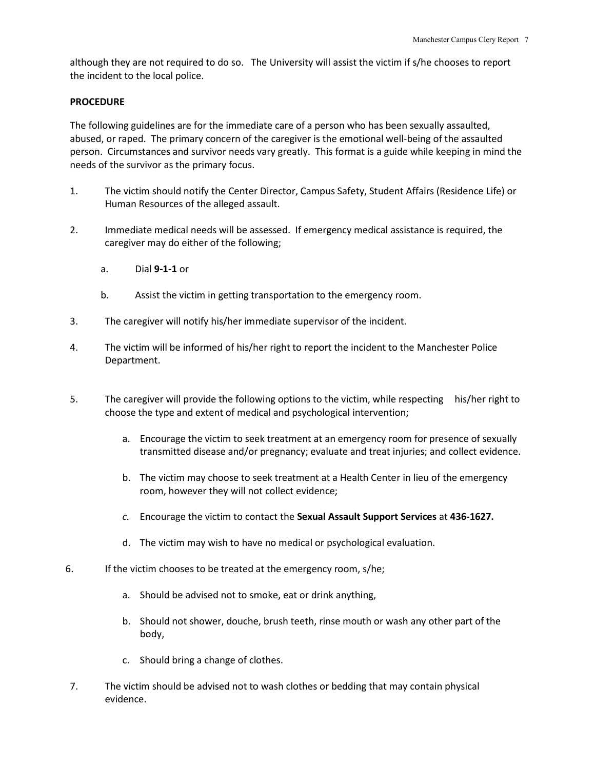although they are not required to do so. The University will assist the victim if s/he chooses to report the incident to the local police.

**PROCEDURE**

The following guidelines are for the immediate care of a person who has been sexually assaulted, abused, or raped. The primary concern of the caregiver is the emotional well-being of the assaulted person. Circumstances and survivor needs vary greatly. This format is a guide while keeping in mind the needs of the survivor as the primary focus.

1. The victim should notify the Center Director, Campus Safety, Student Affairs (Residence Life) or Human Resources of the alleged assault.

2. Immediate medical needs will be assessed. If emergency medical assistance is required, the caregiver may do either of the following;

   a. Dial **9-1-1** or

   b. Assist the victim in getting transportation to the emergency room.

3. The caregiver will notify his/her immediate supervisor of the incident.

4. The victim will be informed of his/her right to report the incident to the Manchester Police Department.

5. The caregiver will provide the following options to the victim, while respecting his/her right to choose the type and extent of medical and psychological intervention;

   a. Encourage the victim to seek treatment at an emergency room for presence of sexually transmitted disease and/or pregnancy; evaluate and treat injuries; and collect evidence.

   b. The victim may choose to seek treatment at a Health Center in lieu of the emergency room, however they will not collect evidence;

   *c.* Encourage the victim to contact the **Sexual Assault Support Services** at **436-1627.**

   d. The victim may wish to have no medical or psychological evaluation.

6. If the victim chooses to be treated at the emergency room, s/he;

   a. Should be advised not to smoke, eat or drink anything,

   b. Should not shower, douche, brush teeth, rinse mouth or wash any other part of the body,

   c. Should bring a change of clothes.

7. The victim should be advised not to wash clothes or bedding that may contain physical evidence.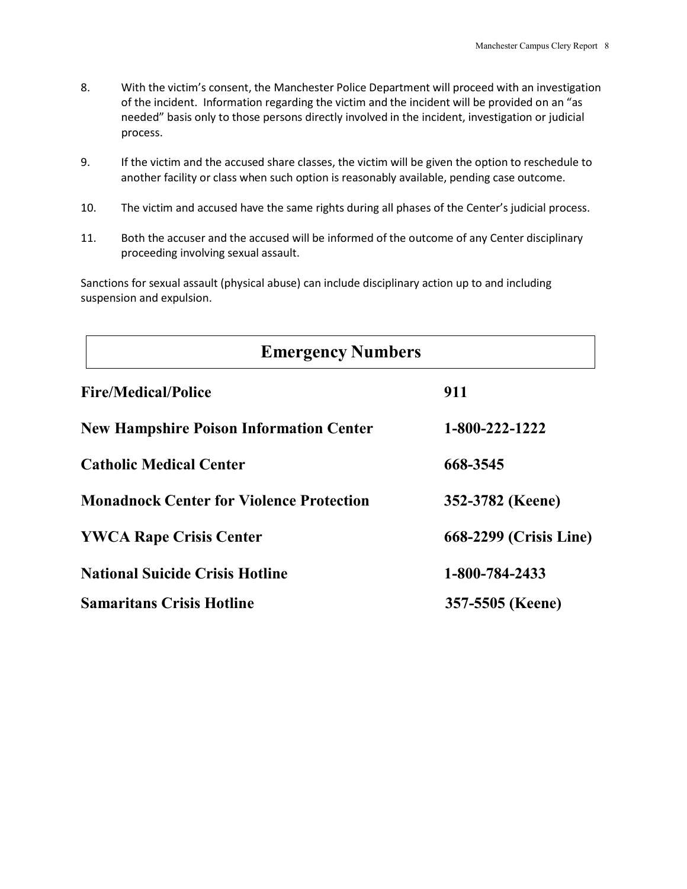8. With the victim's consent, the Manchester Police Department will proceed with an investigation of the incident. Information regarding the victim and the incident will be provided on an "as needed" basis only to those persons directly involved in the incident, investigation or judicial process.

9. If the victim and the accused share classes, the victim will be given the option to reschedule to another facility or class when such option is reasonably available, pending case outcome.

10. The victim and accused have the same rights during all phases of the Center's judicial process.

11. Both the accuser and the accused will be informed of the outcome of any Center disciplinary proceeding involving sexual assault.

Sanctions for sexual assault (physical abuse) can include disciplinary action up to and including suspension and expulsion.

## Emergency Numbers

| | |
|---|---|
| **Fire/Medical/Police** | **911** |
| **New Hampshire Poison Information Center** | **1-800-222-1222** |
| **Catholic Medical Center** | **668-3545** |
| **Monadnock Center for Violence Protection** | **352-3782 (Keene)** |
| **YWCA Rape Crisis Center** | **668-2299 (Crisis Line)** |
| **National Suicide Crisis Hotline** | **1-800-784-2433** |
| **Samaritans Crisis Hotline** | **357-5505 (Keene)** |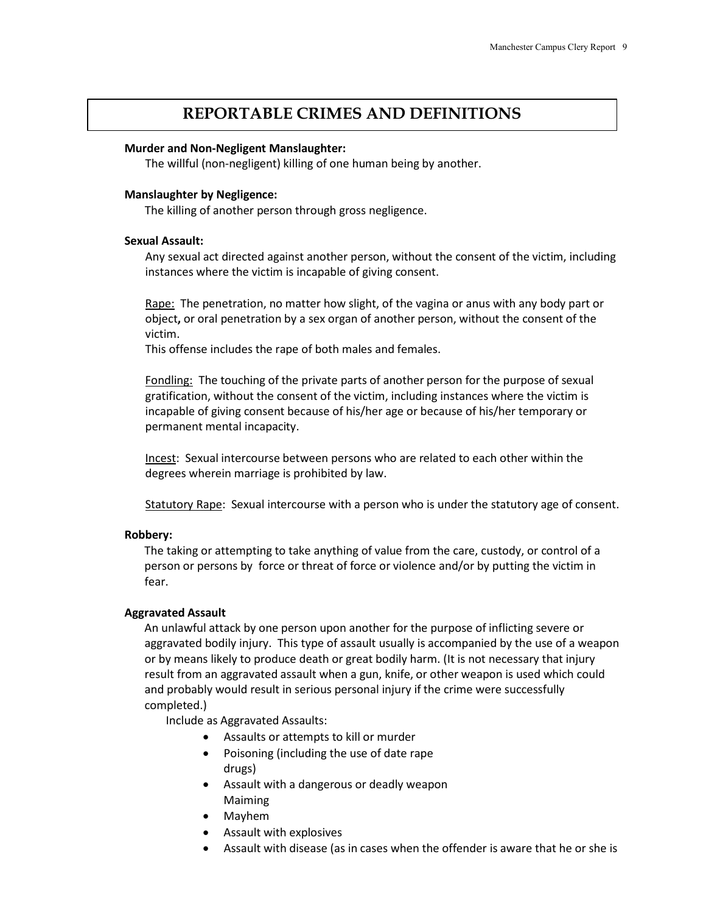# REPORTABLE CRIMES AND DEFINITIONS

**Murder and Non-Negligent Manslaughter:**

The willful (non-negligent) killing of one human being by another.

**Manslaughter by Negligence:**

The killing of another person through gross negligence.

**Sexual Assault:**

Any sexual act directed against another person, without the consent of the victim, including instances where the victim is incapable of giving consent.

Rape: The penetration, no matter how slight, of the vagina or anus with any body part or object**,** or oral penetration by a sex organ of another person, without the consent of the victim.
This offense includes the rape of both males and females.

Fondling: The touching of the private parts of another person for the purpose of sexual gratification, without the consent of the victim, including instances where the victim is incapable of giving consent because of his/her age or because of his/her temporary or permanent mental incapacity.

Incest: Sexual intercourse between persons who are related to each other within the degrees wherein marriage is prohibited by law.

Statutory Rape: Sexual intercourse with a person who is under the statutory age of consent.

**Robbery:**

The taking or attempting to take anything of value from the care, custody, or control of a person or persons by force or threat of force or violence and/or by putting the victim in fear.

**Aggravated Assault**

An unlawful attack by one person upon another for the purpose of inflicting severe or aggravated bodily injury. This type of assault usually is accompanied by the use of a weapon or by means likely to produce death or great bodily harm. (It is not necessary that injury result from an aggravated assault when a gun, knife, or other weapon is used which could and probably would result in serious personal injury if the crime were successfully completed.)

Include as Aggravated Assaults:

- Assaults or attempts to kill or murder
- Poisoning (including the use of date rape drugs)
- Assault with a dangerous or deadly weapon
  Maiming
- Mayhem
- Assault with explosives
- Assault with disease (as in cases when the offender is aware that he or she is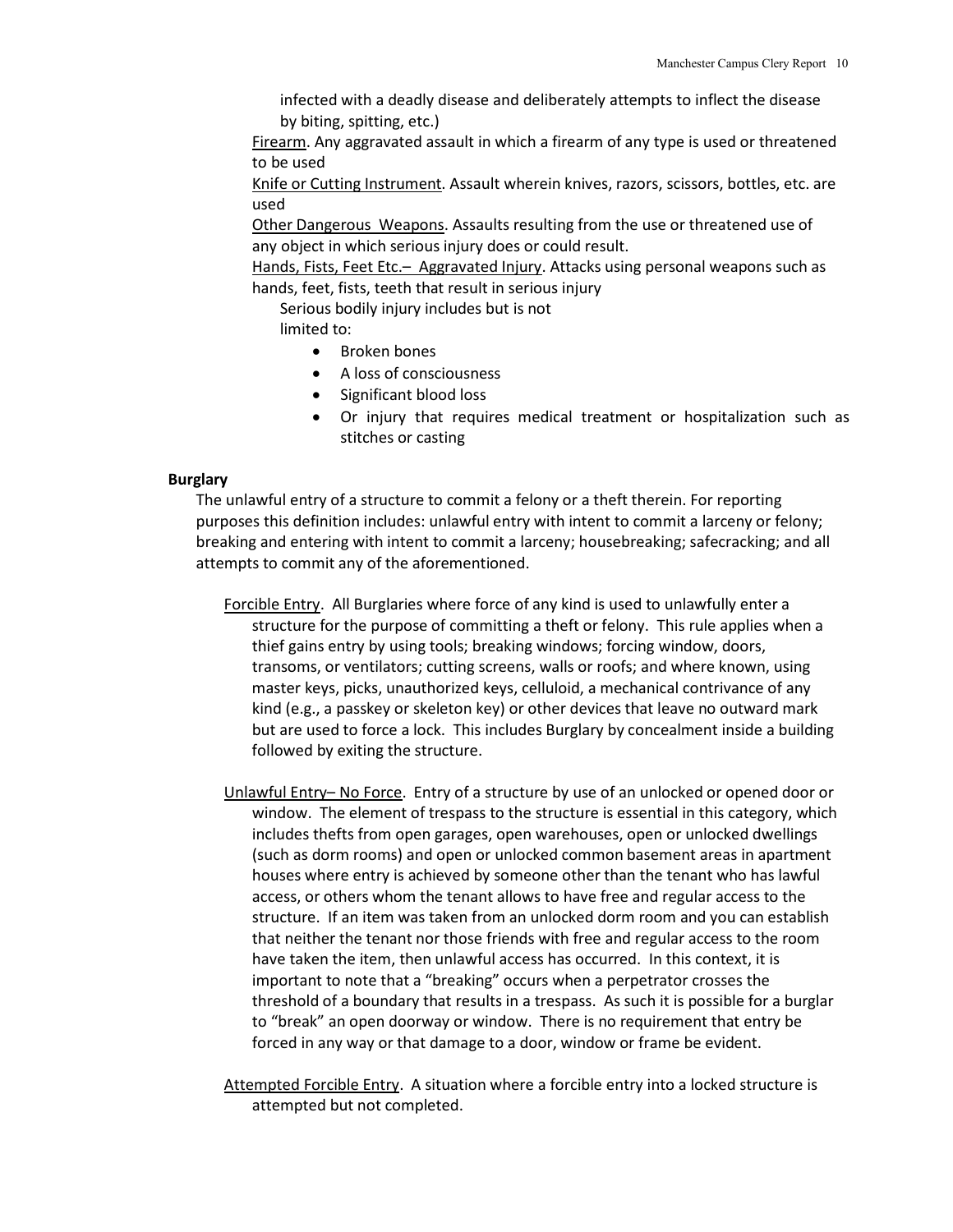infected with a deadly disease and deliberately attempts to inflect the disease by biting, spitting, etc.)

Firearm. Any aggravated assault in which a firearm of any type is used or threatened to be used

Knife or Cutting Instrument. Assault wherein knives, razors, scissors, bottles, etc. are used

Other Dangerous Weapons. Assaults resulting from the use or threatened use of any object in which serious injury does or could result.

Hands, Fists, Feet Etc.– Aggravated Injury. Attacks using personal weapons such as hands, feet, fists, teeth that result in serious injury

Serious bodily injury includes but is not limited to:

- Broken bones
- A loss of consciousness
- Significant blood loss
- Or injury that requires medical treatment or hospitalization such as stitches or casting

**Burglary**

The unlawful entry of a structure to commit a felony or a theft therein. For reporting purposes this definition includes: unlawful entry with intent to commit a larceny or felony; breaking and entering with intent to commit a larceny; housebreaking; safecracking; and all attempts to commit any of the aforementioned.

Forcible Entry. All Burglaries where force of any kind is used to unlawfully enter a structure for the purpose of committing a theft or felony. This rule applies when a thief gains entry by using tools; breaking windows; forcing window, doors, transoms, or ventilators; cutting screens, walls or roofs; and where known, using master keys, picks, unauthorized keys, celluloid, a mechanical contrivance of any kind (e.g., a passkey or skeleton key) or other devices that leave no outward mark but are used to force a lock. This includes Burglary by concealment inside a building followed by exiting the structure.

Unlawful Entry– No Force. Entry of a structure by use of an unlocked or opened door or window. The element of trespass to the structure is essential in this category, which includes thefts from open garages, open warehouses, open or unlocked dwellings (such as dorm rooms) and open or unlocked common basement areas in apartment houses where entry is achieved by someone other than the tenant who has lawful access, or others whom the tenant allows to have free and regular access to the structure. If an item was taken from an unlocked dorm room and you can establish that neither the tenant nor those friends with free and regular access to the room have taken the item, then unlawful access has occurred. In this context, it is important to note that a "breaking" occurs when a perpetrator crosses the threshold of a boundary that results in a trespass. As such it is possible for a burglar to "break" an open doorway or window. There is no requirement that entry be forced in any way or that damage to a door, window or frame be evident.

Attempted Forcible Entry. A situation where a forcible entry into a locked structure is attempted but not completed.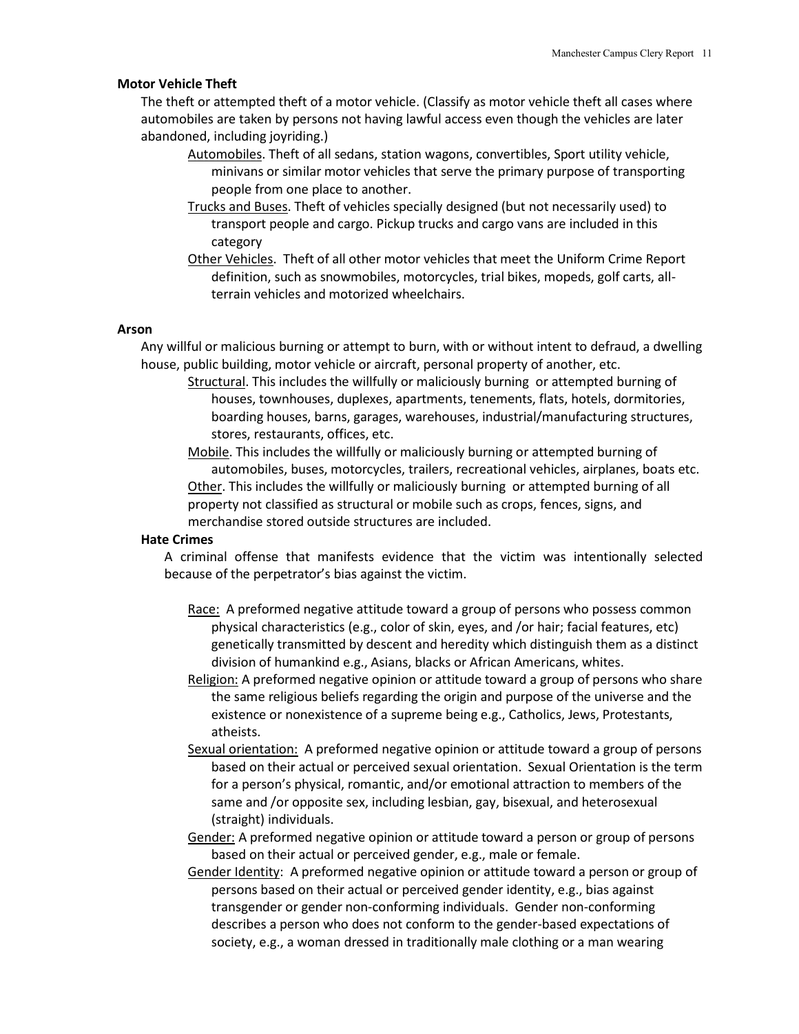**Motor Vehicle Theft**

The theft or attempted theft of a motor vehicle. (Classify as motor vehicle theft all cases where automobiles are taken by persons not having lawful access even though the vehicles are later abandoned, including joyriding.)

- Automobiles. Theft of all sedans, station wagons, convertibles, Sport utility vehicle, minivans or similar motor vehicles that serve the primary purpose of transporting people from one place to another.
- Trucks and Buses. Theft of vehicles specially designed (but not necessarily used) to transport people and cargo. Pickup trucks and cargo vans are included in this category
- Other Vehicles. Theft of all other motor vehicles that meet the Uniform Crime Report definition, such as snowmobiles, motorcycles, trial bikes, mopeds, golf carts, all-terrain vehicles and motorized wheelchairs.

**Arson**

Any willful or malicious burning or attempt to burn, with or without intent to defraud, a dwelling house, public building, motor vehicle or aircraft, personal property of another, etc.

- Structural. This includes the willfully or maliciously burning or attempted burning of houses, townhouses, duplexes, apartments, tenements, flats, hotels, dormitories, boarding houses, barns, garages, warehouses, industrial/manufacturing structures, stores, restaurants, offices, etc.
- Mobile. This includes the willfully or maliciously burning or attempted burning of automobiles, buses, motorcycles, trailers, recreational vehicles, airplanes, boats etc.
- Other. This includes the willfully or maliciously burning or attempted burning of all property not classified as structural or mobile such as crops, fences, signs, and merchandise stored outside structures are included.

**Hate Crimes**

A criminal offense that manifests evidence that the victim was intentionally selected because of the perpetrator's bias against the victim.

- Race: A preformed negative attitude toward a group of persons who possess common physical characteristics (e.g., color of skin, eyes, and /or hair; facial features, etc) genetically transmitted by descent and heredity which distinguish them as a distinct division of humankind e.g., Asians, blacks or African Americans, whites.
- Religion: A preformed negative opinion or attitude toward a group of persons who share the same religious beliefs regarding the origin and purpose of the universe and the existence or nonexistence of a supreme being e.g., Catholics, Jews, Protestants, atheists.
- Sexual orientation: A preformed negative opinion or attitude toward a group of persons based on their actual or perceived sexual orientation. Sexual Orientation is the term for a person's physical, romantic, and/or emotional attraction to members of the same and /or opposite sex, including lesbian, gay, bisexual, and heterosexual (straight) individuals.
- Gender: A preformed negative opinion or attitude toward a person or group of persons based on their actual or perceived gender, e.g., male or female.
- Gender Identity: A preformed negative opinion or attitude toward a person or group of persons based on their actual or perceived gender identity, e.g., bias against transgender or gender non-conforming individuals. Gender non-conforming describes a person who does not conform to the gender-based expectations of society, e.g., a woman dressed in traditionally male clothing or a man wearing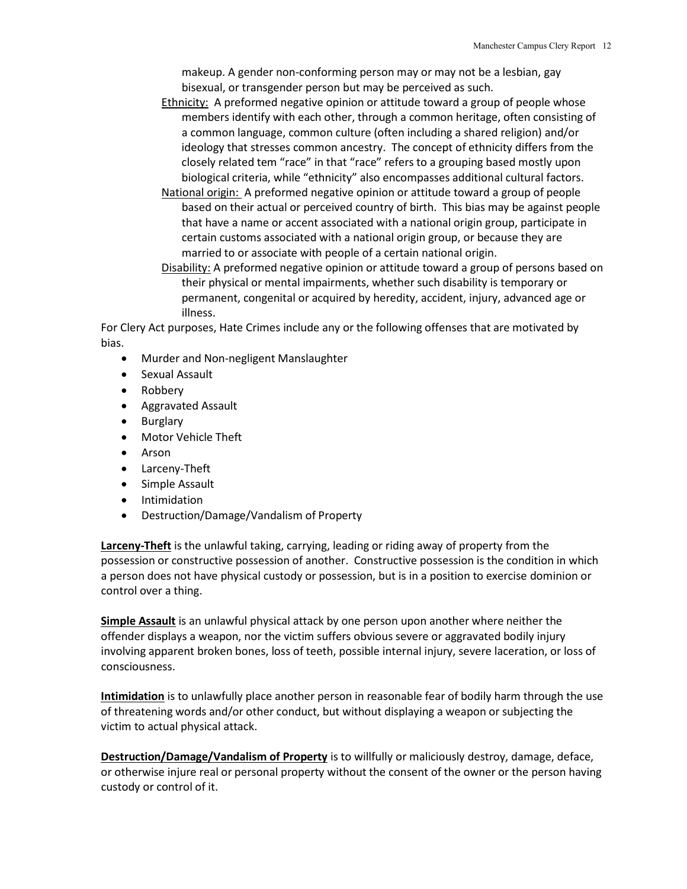makeup. A gender non-conforming person may or may not be a lesbian, gay bisexual, or transgender person but may be perceived as such.

<u>Ethnicity:</u> A preformed negative opinion or attitude toward a group of people whose members identify with each other, through a common heritage, often consisting of a common language, common culture (often including a shared religion) and/or ideology that stresses common ancestry. The concept of ethnicity differs from the closely related tem "race" in that "race" refers to a grouping based mostly upon biological criteria, while "ethnicity" also encompasses additional cultural factors.

<u>National origin:</u> A preformed negative opinion or attitude toward a group of people based on their actual or perceived country of birth. This bias may be against people that have a name or accent associated with a national origin group, participate in certain customs associated with a national origin group, or because they are married to or associate with people of a certain national origin.

<u>Disability:</u> A preformed negative opinion or attitude toward a group of persons based on their physical or mental impairments, whether such disability is temporary or permanent, congenital or acquired by heredity, accident, injury, advanced age or illness.

For Clery Act purposes, Hate Crimes include any or the following offenses that are motivated by bias.

- Murder and Non-negligent Manslaughter
- Sexual Assault
- Robbery
- Aggravated Assault
- Burglary
- Motor Vehicle Theft
- Arson
- Larceny-Theft
- Simple Assault
- Intimidation
- Destruction/Damage/Vandalism of Property

**<u>Larceny-Theft</u>** is the unlawful taking, carrying, leading or riding away of property from the possession or constructive possession of another. Constructive possession is the condition in which a person does not have physical custody or possession, but is in a position to exercise dominion or control over a thing.

**<u>Simple Assault</u>** is an unlawful physical attack by one person upon another where neither the offender displays a weapon, nor the victim suffers obvious severe or aggravated bodily injury involving apparent broken bones, loss of teeth, possible internal injury, severe laceration, or loss of consciousness.

**<u>Intimidation</u>** is to unlawfully place another person in reasonable fear of bodily harm through the use of threatening words and/or other conduct, but without displaying a weapon or subjecting the victim to actual physical attack.

**<u>Destruction/Damage/Vandalism of Property</u>** is to willfully or maliciously destroy, damage, deface, or otherwise injure real or personal property without the consent of the owner or the person having custody or control of it.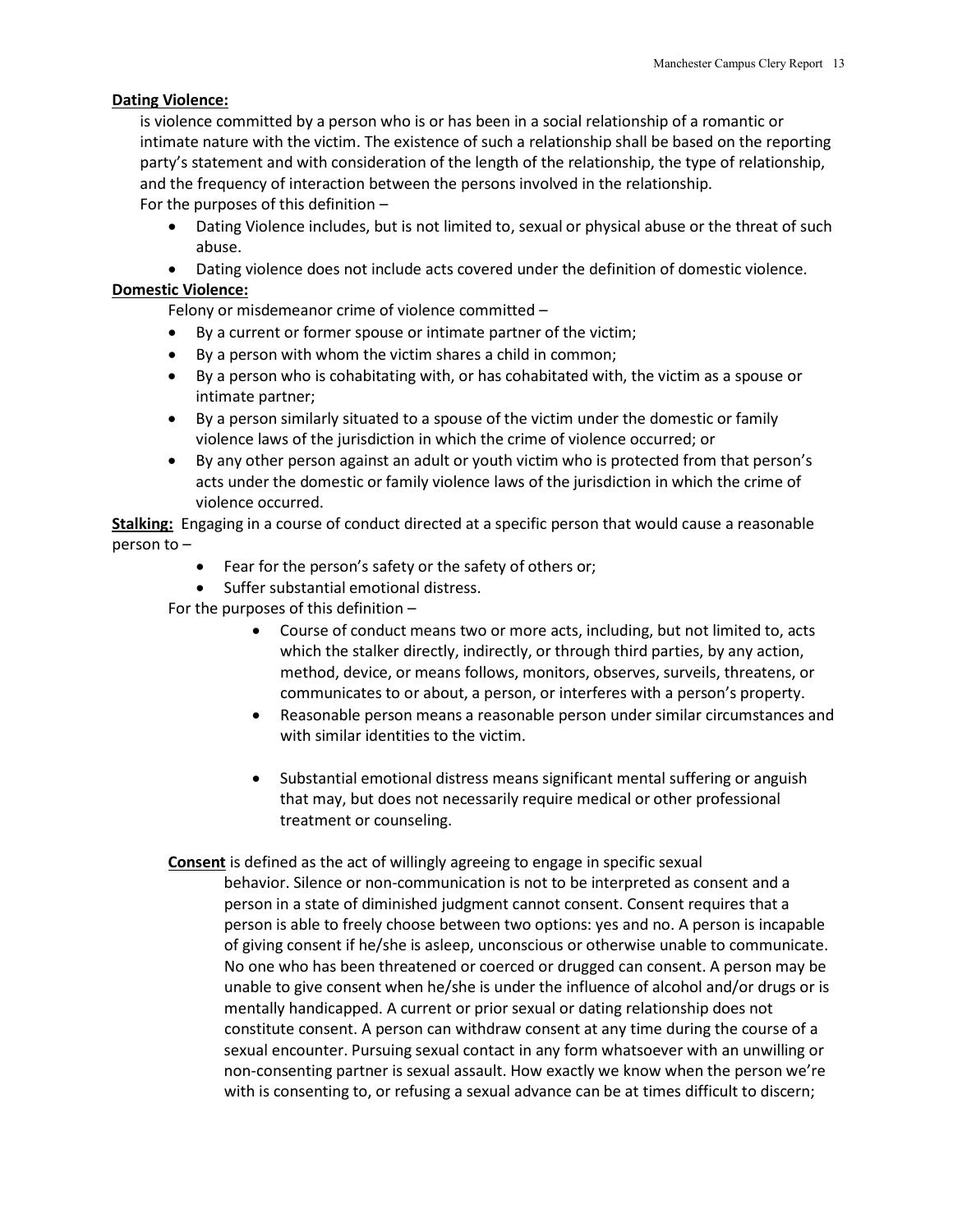**Dating Violence:**

is violence committed by a person who is or has been in a social relationship of a romantic or intimate nature with the victim. The existence of such a relationship shall be based on the reporting party's statement and with consideration of the length of the relationship, the type of relationship, and the frequency of interaction between the persons involved in the relationship.

For the purposes of this definition –

- Dating Violence includes, but is not limited to, sexual or physical abuse or the threat of such abuse.
- Dating violence does not include acts covered under the definition of domestic violence.

**Domestic Violence:**

Felony or misdemeanor crime of violence committed –

- By a current or former spouse or intimate partner of the victim;
- By a person with whom the victim shares a child in common;
- By a person who is cohabitating with, or has cohabitated with, the victim as a spouse or intimate partner;
- By a person similarly situated to a spouse of the victim under the domestic or family violence laws of the jurisdiction in which the crime of violence occurred; or
- By any other person against an adult or youth victim who is protected from that person's acts under the domestic or family violence laws of the jurisdiction in which the crime of violence occurred.

**Stalking:** Engaging in a course of conduct directed at a specific person that would cause a reasonable person to –

- Fear for the person's safety or the safety of others or;
- Suffer substantial emotional distress.

For the purposes of this definition –

- Course of conduct means two or more acts, including, but not limited to, acts which the stalker directly, indirectly, or through third parties, by any action, method, device, or means follows, monitors, observes, surveils, threatens, or communicates to or about, a person, or interferes with a person's property.
- Reasonable person means a reasonable person under similar circumstances and with similar identities to the victim.
- Substantial emotional distress means significant mental suffering or anguish that may, but does not necessarily require medical or other professional treatment or counseling.

**Consent** is defined as the act of willingly agreeing to engage in specific sexual behavior. Silence or non-communication is not to be interpreted as consent and a person in a state of diminished judgment cannot consent. Consent requires that a person is able to freely choose between two options: yes and no. A person is incapable of giving consent if he/she is asleep, unconscious or otherwise unable to communicate. No one who has been threatened or coerced or drugged can consent. A person may be unable to give consent when he/she is under the influence of alcohol and/or drugs or is mentally handicapped. A current or prior sexual or dating relationship does not constitute consent. A person can withdraw consent at any time during the course of a sexual encounter. Pursuing sexual contact in any form whatsoever with an unwilling or non-consenting partner is sexual assault. How exactly we know when the person we're with is consenting to, or refusing a sexual advance can be at times difficult to discern;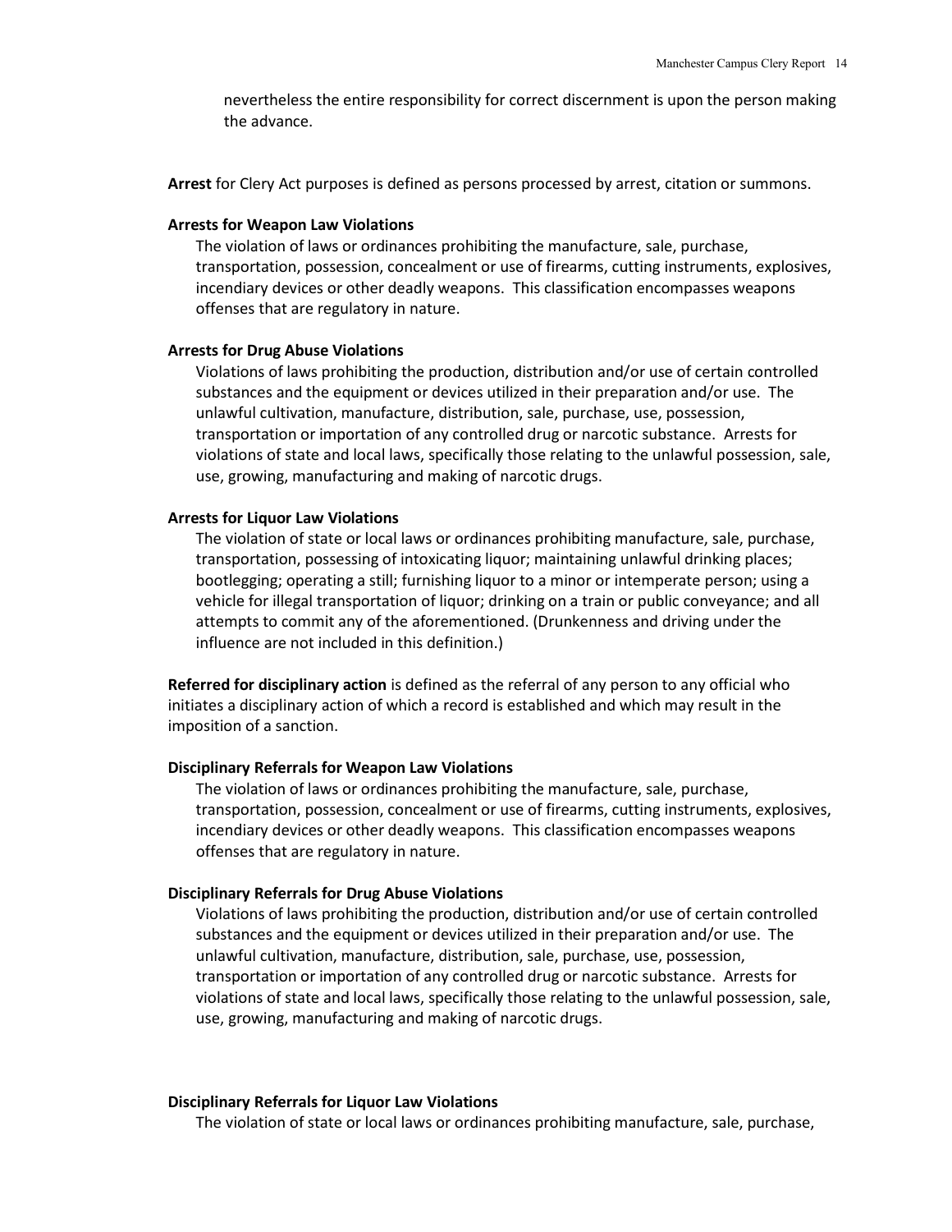nevertheless the entire responsibility for correct discernment is upon the person making the advance.

**Arrest** for Clery Act purposes is defined as persons processed by arrest, citation or summons.

**Arrests for Weapon Law Violations**

The violation of laws or ordinances prohibiting the manufacture, sale, purchase, transportation, possession, concealment or use of firearms, cutting instruments, explosives, incendiary devices or other deadly weapons. This classification encompasses weapons offenses that are regulatory in nature.

**Arrests for Drug Abuse Violations**

Violations of laws prohibiting the production, distribution and/or use of certain controlled substances and the equipment or devices utilized in their preparation and/or use. The unlawful cultivation, manufacture, distribution, sale, purchase, use, possession, transportation or importation of any controlled drug or narcotic substance. Arrests for violations of state and local laws, specifically those relating to the unlawful possession, sale, use, growing, manufacturing and making of narcotic drugs.

**Arrests for Liquor Law Violations**

The violation of state or local laws or ordinances prohibiting manufacture, sale, purchase, transportation, possessing of intoxicating liquor; maintaining unlawful drinking places; bootlegging; operating a still; furnishing liquor to a minor or intemperate person; using a vehicle for illegal transportation of liquor; drinking on a train or public conveyance; and all attempts to commit any of the aforementioned. (Drunkenness and driving under the influence are not included in this definition.)

**Referred for disciplinary action** is defined as the referral of any person to any official who initiates a disciplinary action of which a record is established and which may result in the imposition of a sanction.

**Disciplinary Referrals for Weapon Law Violations**

The violation of laws or ordinances prohibiting the manufacture, sale, purchase, transportation, possession, concealment or use of firearms, cutting instruments, explosives, incendiary devices or other deadly weapons. This classification encompasses weapons offenses that are regulatory in nature.

**Disciplinary Referrals for Drug Abuse Violations**

Violations of laws prohibiting the production, distribution and/or use of certain controlled substances and the equipment or devices utilized in their preparation and/or use. The unlawful cultivation, manufacture, distribution, sale, purchase, use, possession, transportation or importation of any controlled drug or narcotic substance. Arrests for violations of state and local laws, specifically those relating to the unlawful possession, sale, use, growing, manufacturing and making of narcotic drugs.

**Disciplinary Referrals for Liquor Law Violations**

The violation of state or local laws or ordinances prohibiting manufacture, sale, purchase,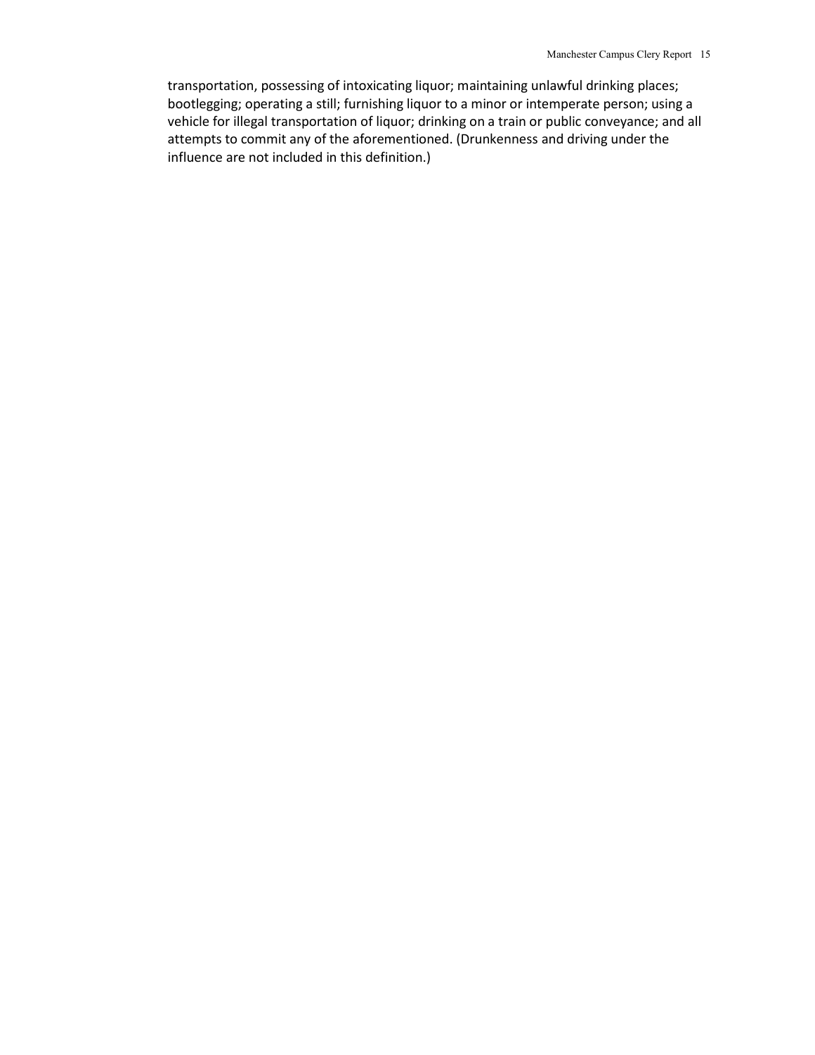transportation, possessing of intoxicating liquor; maintaining unlawful drinking places; bootlegging; operating a still; furnishing liquor to a minor or intemperate person; using a vehicle for illegal transportation of liquor; drinking on a train or public conveyance; and all attempts to commit any of the aforementioned. (Drunkenness and driving under the influence are not included in this definition.)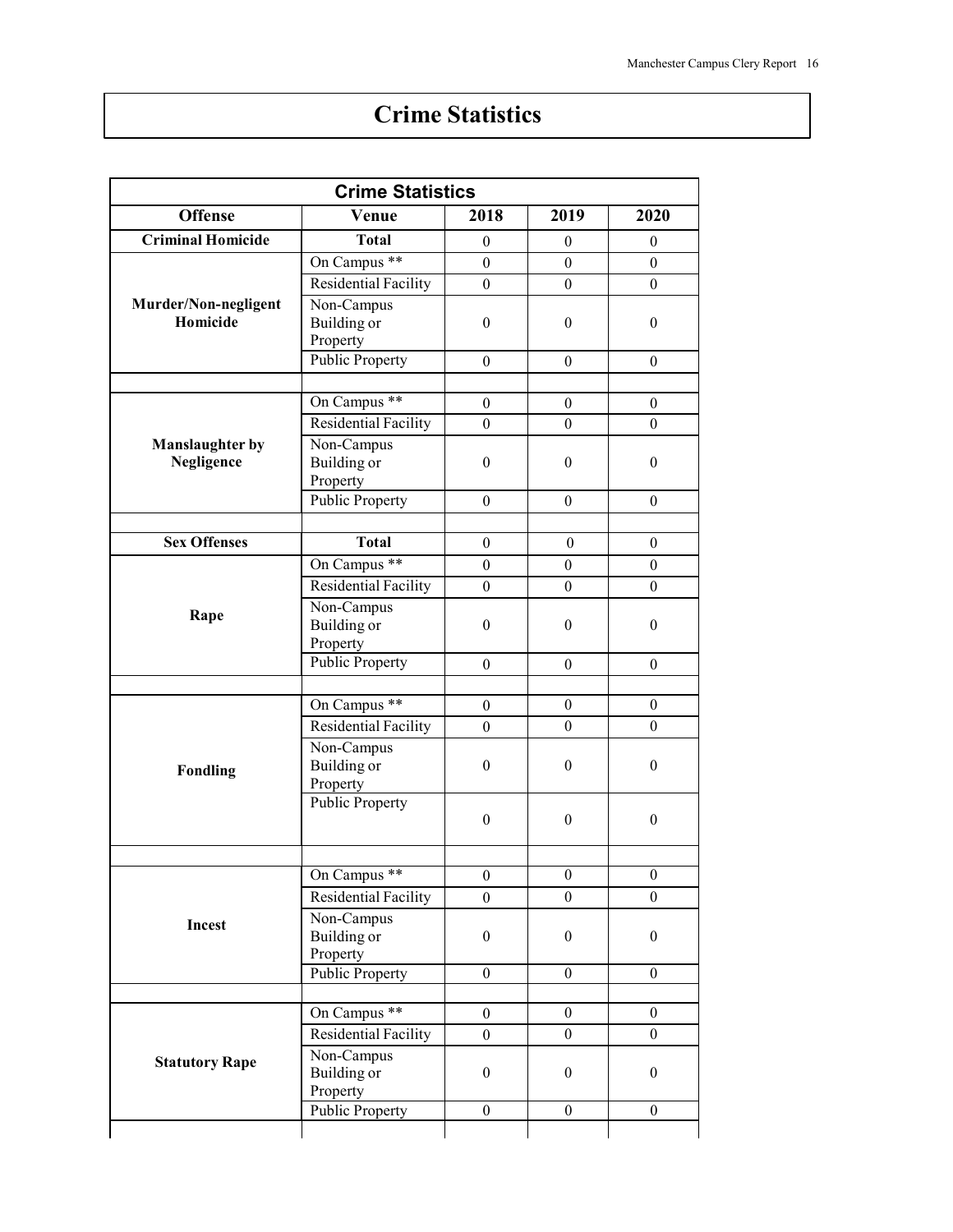# Crime Statistics

| Crime Statistics | | | | |
|---|---|---|---|---|
| **Offense** | **Venue** | **2018** | **2019** | **2020** |
| **Criminal Homicide** | **Total** | 0 | 0 | 0 |
| **Murder/Non-negligent Homicide** | On Campus ** | 0 | 0 | 0 |
| | Residential Facility | 0 | 0 | 0 |
| | Non-Campus Building or Property | 0 | 0 | 0 |
| | Public Property | 0 | 0 | 0 |
| | | | | |
| **Manslaughter by Negligence** | On Campus ** | 0 | 0 | 0 |
| | Residential Facility | 0 | 0 | 0 |
| | Non-Campus Building or Property | 0 | 0 | 0 |
| | Public Property | 0 | 0 | 0 |
| | | | | |
| **Sex Offenses** | **Total** | 0 | 0 | 0 |
| **Rape** | On Campus ** | 0 | 0 | 0 |
| | Residential Facility | 0 | 0 | 0 |
| | Non-Campus Building or Property | 0 | 0 | 0 |
| | Public Property | 0 | 0 | 0 |
| | | | | |
| **Fondling** | On Campus ** | 0 | 0 | 0 |
| | Residential Facility | 0 | 0 | 0 |
| | Non-Campus Building or Property | 0 | 0 | 0 |
| | Public Property | 0 | 0 | 0 |
| | | | | |
| **Incest** | On Campus ** | 0 | 0 | 0 |
| | Residential Facility | 0 | 0 | 0 |
| | Non-Campus Building or Property | 0 | 0 | 0 |
| | Public Property | 0 | 0 | 0 |
| | | | | |
| **Statutory Rape** | On Campus ** | 0 | 0 | 0 |
| | Residential Facility | 0 | 0 | 0 |
| | Non-Campus Building or Property | 0 | 0 | 0 |
| | Public Property | 0 | 0 | 0 |
| | | | | |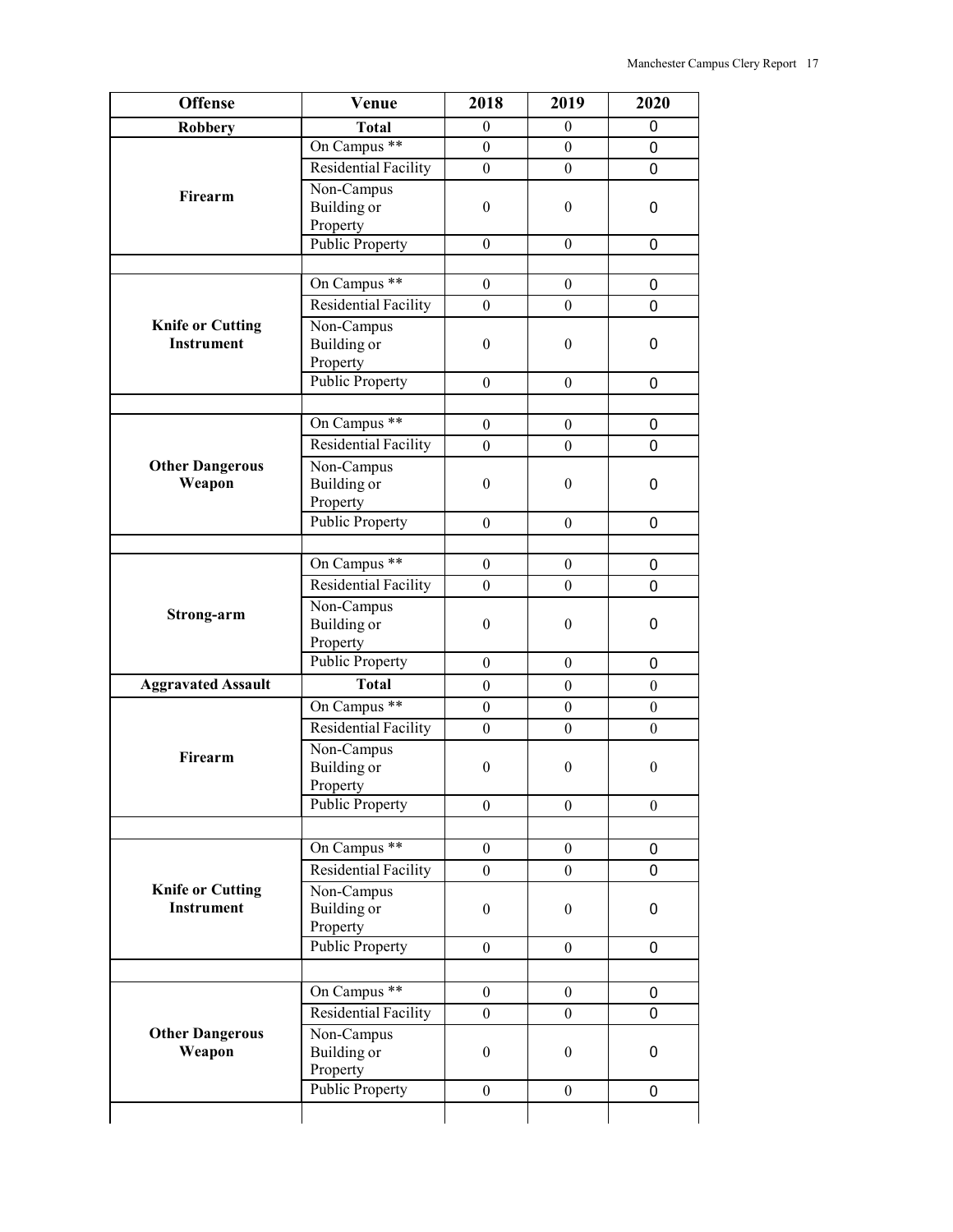| Offense | Venue | 2018 | 2019 | 2020 |
|---|---|---|---|---|
| **Robbery** | **Total** | 0 | 0 | 0 |
| **Firearm** | On Campus ** | 0 | 0 | 0 |
| | Residential Facility | 0 | 0 | 0 |
| | Non-Campus Building or Property | 0 | 0 | 0 |
| | Public Property | 0 | 0 | 0 |
| | | | | |
| **Knife or Cutting Instrument** | On Campus ** | 0 | 0 | 0 |
| | Residential Facility | 0 | 0 | 0 |
| | Non-Campus Building or Property | 0 | 0 | 0 |
| | Public Property | 0 | 0 | 0 |
| | | | | |
| **Other Dangerous Weapon** | On Campus ** | 0 | 0 | 0 |
| | Residential Facility | 0 | 0 | 0 |
| | Non-Campus Building or Property | 0 | 0 | 0 |
| | Public Property | 0 | 0 | 0 |
| | | | | |
| **Strong-arm** | On Campus ** | 0 | 0 | 0 |
| | Residential Facility | 0 | 0 | 0 |
| | Non-Campus Building or Property | 0 | 0 | 0 |
| | Public Property | 0 | 0 | 0 |
| **Aggravated Assault** | **Total** | 0 | 0 | 0 |
| **Firearm** | On Campus ** | 0 | 0 | 0 |
| | Residential Facility | 0 | 0 | 0 |
| | Non-Campus Building or Property | 0 | 0 | 0 |
| | Public Property | 0 | 0 | 0 |
| | | | | |
| **Knife or Cutting Instrument** | On Campus ** | 0 | 0 | 0 |
| | Residential Facility | 0 | 0 | 0 |
| | Non-Campus Building or Property | 0 | 0 | 0 |
| | Public Property | 0 | 0 | 0 |
| | | | | |
| **Other Dangerous Weapon** | On Campus ** | 0 | 0 | 0 |
| | Residential Facility | 0 | 0 | 0 |
| | Non-Campus Building or Property | 0 | 0 | 0 |
| | Public Property | 0 | 0 | 0 |
| | | | | |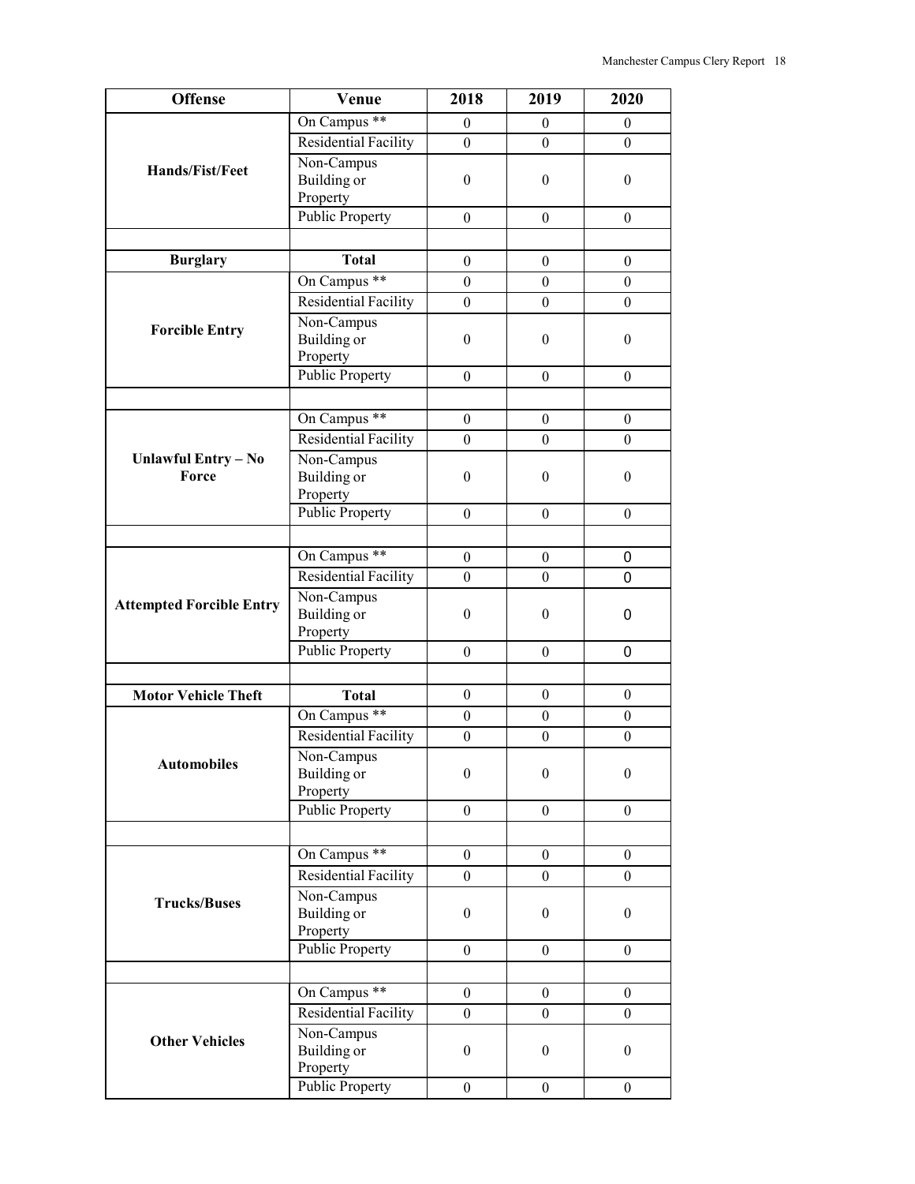| Offense | Venue | 2018 | 2019 | 2020 |
|---|---|---|---|---|
| Hands/Fist/Feet | On Campus ** | 0 | 0 | 0 |
| | Residential Facility | 0 | 0 | 0 |
| | Non-Campus Building or Property | 0 | 0 | 0 |
| | Public Property | 0 | 0 | 0 |
| | | | | |
| Burglary | Total | 0 | 0 | 0 |
| Forcible Entry | On Campus ** | 0 | 0 | 0 |
| | Residential Facility | 0 | 0 | 0 |
| | Non-Campus Building or Property | 0 | 0 | 0 |
| | Public Property | 0 | 0 | 0 |
| | | | | |
| Unlawful Entry – No Force | On Campus ** | 0 | 0 | 0 |
| | Residential Facility | 0 | 0 | 0 |
| | Non-Campus Building or Property | 0 | 0 | 0 |
| | Public Property | 0 | 0 | 0 |
| | | | | |
| Attempted Forcible Entry | On Campus ** | 0 | 0 | 0 |
| | Residential Facility | 0 | 0 | 0 |
| | Non-Campus Building or Property | 0 | 0 | 0 |
| | Public Property | 0 | 0 | 0 |
| | | | | |
| Motor Vehicle Theft | Total | 0 | 0 | 0 |
| Automobiles | On Campus ** | 0 | 0 | 0 |
| | Residential Facility | 0 | 0 | 0 |
| | Non-Campus Building or Property | 0 | 0 | 0 |
| | Public Property | 0 | 0 | 0 |
| | | | | |
| Trucks/Buses | On Campus ** | 0 | 0 | 0 |
| | Residential Facility | 0 | 0 | 0 |
| | Non-Campus Building or Property | 0 | 0 | 0 |
| | Public Property | 0 | 0 | 0 |
| | | | | |
| Other Vehicles | On Campus ** | 0 | 0 | 0 |
| | Residential Facility | 0 | 0 | 0 |
| | Non-Campus Building or Property | 0 | 0 | 0 |
| | Public Property | 0 | 0 | 0 |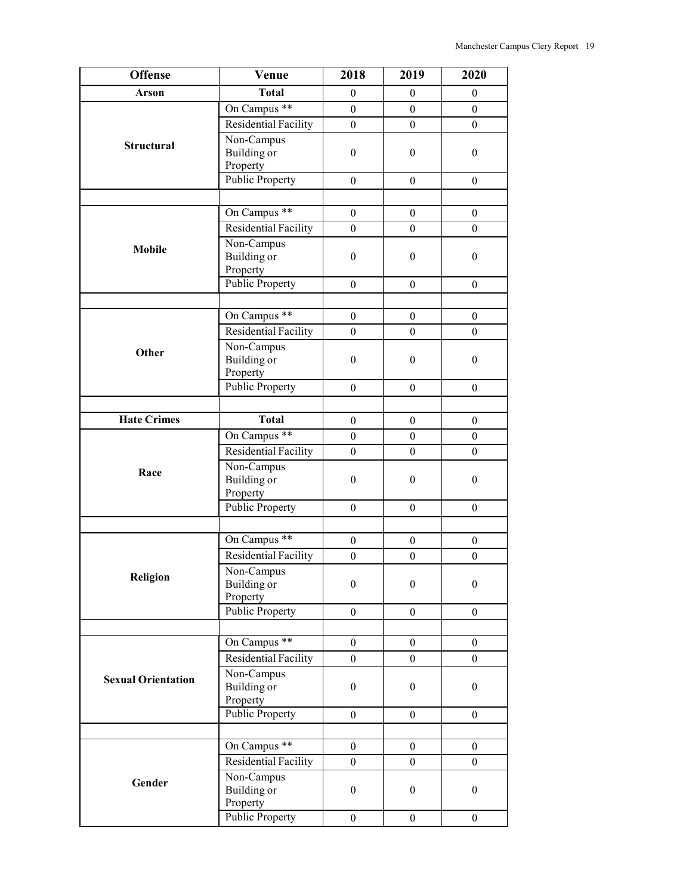| Offense | Venue | 2018 | 2019 | 2020 |
|---|---|---|---|---|
| **Arson** | **Total** | 0 | 0 | 0 |
| **Structural** | On Campus ** | 0 | 0 | 0 |
| | Residential Facility | 0 | 0 | 0 |
| | Non-Campus Building or Property | 0 | 0 | 0 |
| | Public Property | 0 | 0 | 0 |
| | | | | |
| **Mobile** | On Campus ** | 0 | 0 | 0 |
| | Residential Facility | 0 | 0 | 0 |
| | Non-Campus Building or Property | 0 | 0 | 0 |
| | Public Property | 0 | 0 | 0 |
| | | | | |
| **Other** | On Campus ** | 0 | 0 | 0 |
| | Residential Facility | 0 | 0 | 0 |
| | Non-Campus Building or Property | 0 | 0 | 0 |
| | Public Property | 0 | 0 | 0 |
| | | | | |
| **Hate Crimes** | **Total** | 0 | 0 | 0 |
| **Race** | On Campus ** | 0 | 0 | 0 |
| | Residential Facility | 0 | 0 | 0 |
| | Non-Campus Building or Property | 0 | 0 | 0 |
| | Public Property | 0 | 0 | 0 |
| | | | | |
| **Religion** | On Campus ** | 0 | 0 | 0 |
| | Residential Facility | 0 | 0 | 0 |
| | Non-Campus Building or Property | 0 | 0 | 0 |
| | Public Property | 0 | 0 | 0 |
| | | | | |
| **Sexual Orientation** | On Campus ** | 0 | 0 | 0 |
| | Residential Facility | 0 | 0 | 0 |
| | Non-Campus Building or Property | 0 | 0 | 0 |
| | Public Property | 0 | 0 | 0 |
| | | | | |
| **Gender** | On Campus ** | 0 | 0 | 0 |
| | Residential Facility | 0 | 0 | 0 |
| | Non-Campus Building or Property | 0 | 0 | 0 |
| | Public Property | 0 | 0 | 0 |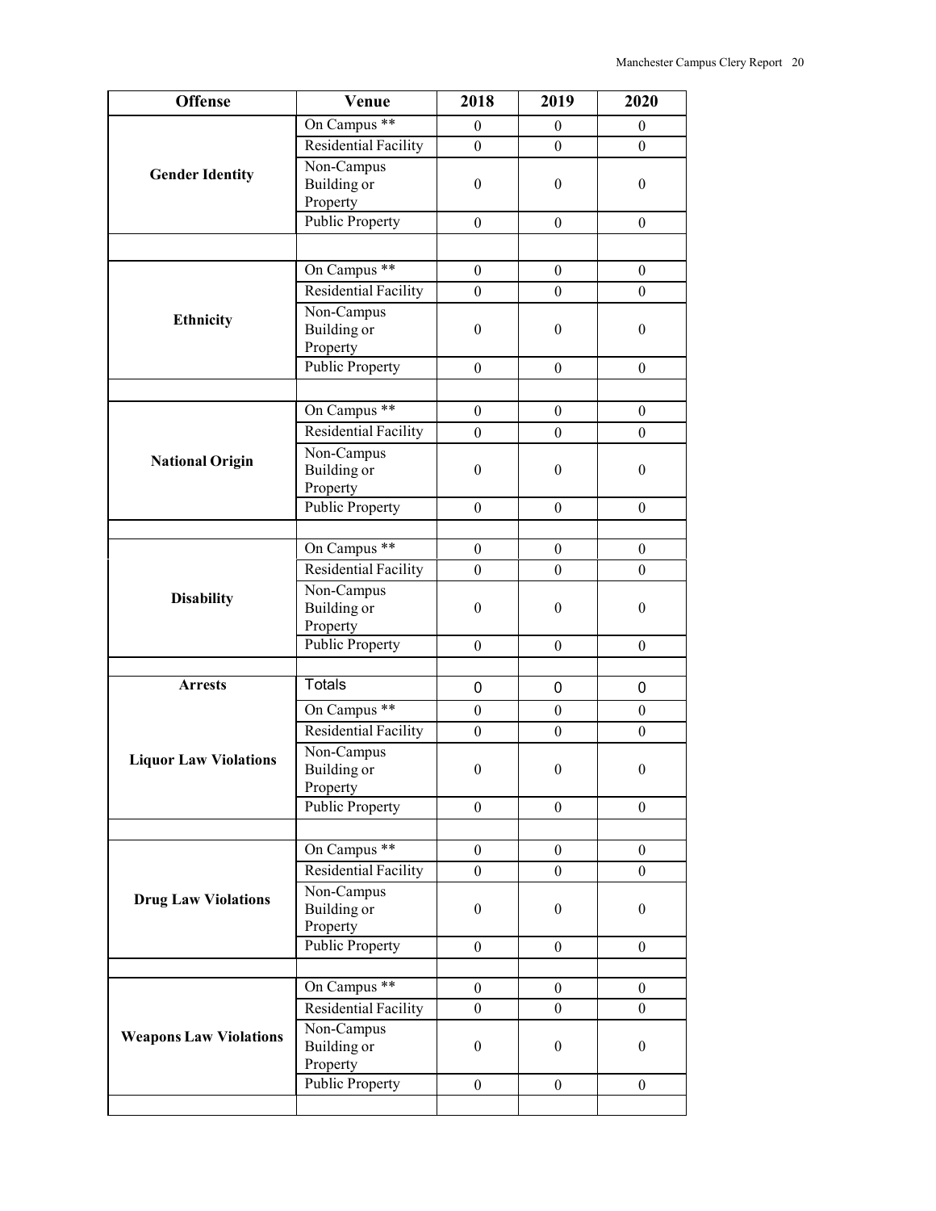| Offense | Venue | 2018 | 2019 | 2020 |
|---|---|---|---|---|
| Gender Identity | On Campus ** | 0 | 0 | 0 |
| | Residential Facility | 0 | 0 | 0 |
| | Non-Campus Building or Property | 0 | 0 | 0 |
| | Public Property | 0 | 0 | 0 |
| | | | | |
| Ethnicity | On Campus ** | 0 | 0 | 0 |
| | Residential Facility | 0 | 0 | 0 |
| | Non-Campus Building or Property | 0 | 0 | 0 |
| | Public Property | 0 | 0 | 0 |
| | | | | |
| National Origin | On Campus ** | 0 | 0 | 0 |
| | Residential Facility | 0 | 0 | 0 |
| | Non-Campus Building or Property | 0 | 0 | 0 |
| | Public Property | 0 | 0 | 0 |
| | | | | |
| Disability | On Campus ** | 0 | 0 | 0 |
| | Residential Facility | 0 | 0 | 0 |
| | Non-Campus Building or Property | 0 | 0 | 0 |
| | Public Property | 0 | 0 | 0 |
| | | | | |
| **Arrests** | Totals | 0 | 0 | 0 |
| Liquor Law Violations | On Campus ** | 0 | 0 | 0 |
| | Residential Facility | 0 | 0 | 0 |
| | Non-Campus Building or Property | 0 | 0 | 0 |
| | Public Property | 0 | 0 | 0 |
| | | | | |
| Drug Law Violations | On Campus ** | 0 | 0 | 0 |
| | Residential Facility | 0 | 0 | 0 |
| | Non-Campus Building or Property | 0 | 0 | 0 |
| | Public Property | 0 | 0 | 0 |
| | | | | |
| Weapons Law Violations | On Campus ** | 0 | 0 | 0 |
| | Residential Facility | 0 | 0 | 0 |
| | Non-Campus Building or Property | 0 | 0 | 0 |
| | Public Property | 0 | 0 | 0 |
| | | | | |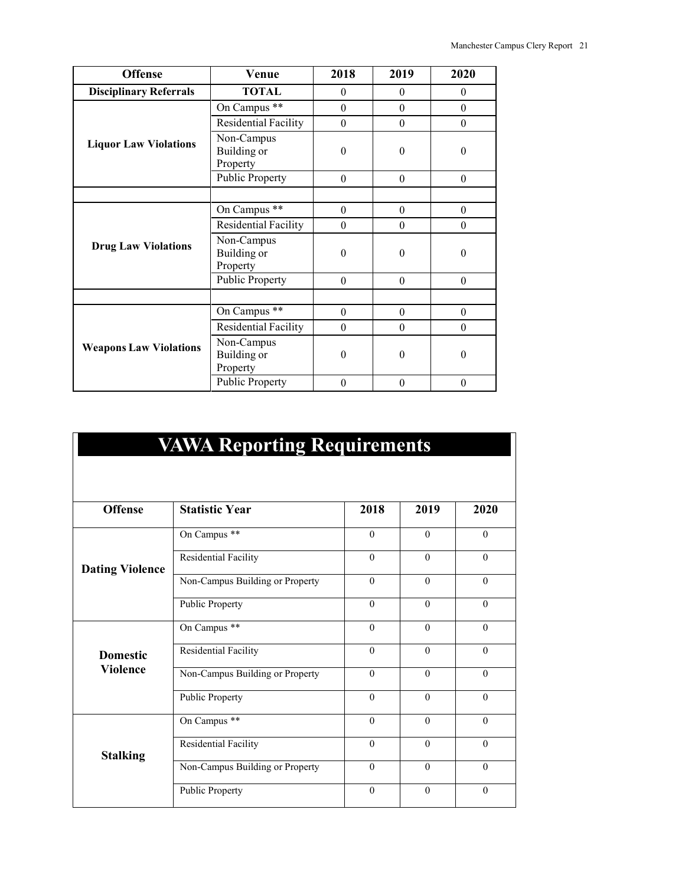| Offense | Venue | 2018 | 2019 | 2020 |
|---|---|---|---|---|
| **Disciplinary Referrals** | **TOTAL** | 0 | 0 | 0 |
| **Liquor Law Violations** | On Campus ** | 0 | 0 | 0 |
| | Residential Facility | 0 | 0 | 0 |
| | Non-Campus Building or Property | 0 | 0 | 0 |
| | Public Property | 0 | 0 | 0 |
| | | | | |
| **Drug Law Violations** | On Campus ** | 0 | 0 | 0 |
| | Residential Facility | 0 | 0 | 0 |
| | Non-Campus Building or Property | 0 | 0 | 0 |
| | Public Property | 0 | 0 | 0 |
| | | | | |
| **Weapons Law Violations** | On Campus ** | 0 | 0 | 0 |
| | Residential Facility | 0 | 0 | 0 |
| | Non-Campus Building or Property | 0 | 0 | 0 |
| | Public Property | 0 | 0 | 0 |

# VAWA Reporting Requirements

| Offense | Statistic Year | 2018 | 2019 | 2020 |
|---|---|---|---|---|
| **Dating Violence** | On Campus ** | 0 | 0 | 0 |
| | Residential Facility | 0 | 0 | 0 |
| | Non-Campus Building or Property | 0 | 0 | 0 |
| | Public Property | 0 | 0 | 0 |
| **Domestic Violence** | On Campus ** | 0 | 0 | 0 |
| | Residential Facility | 0 | 0 | 0 |
| | Non-Campus Building or Property | 0 | 0 | 0 |
| | Public Property | 0 | 0 | 0 |
| **Stalking** | On Campus ** | 0 | 0 | 0 |
| | Residential Facility | 0 | 0 | 0 |
| | Non-Campus Building or Property | 0 | 0 | 0 |
| | Public Property | 0 | 0 | 0 |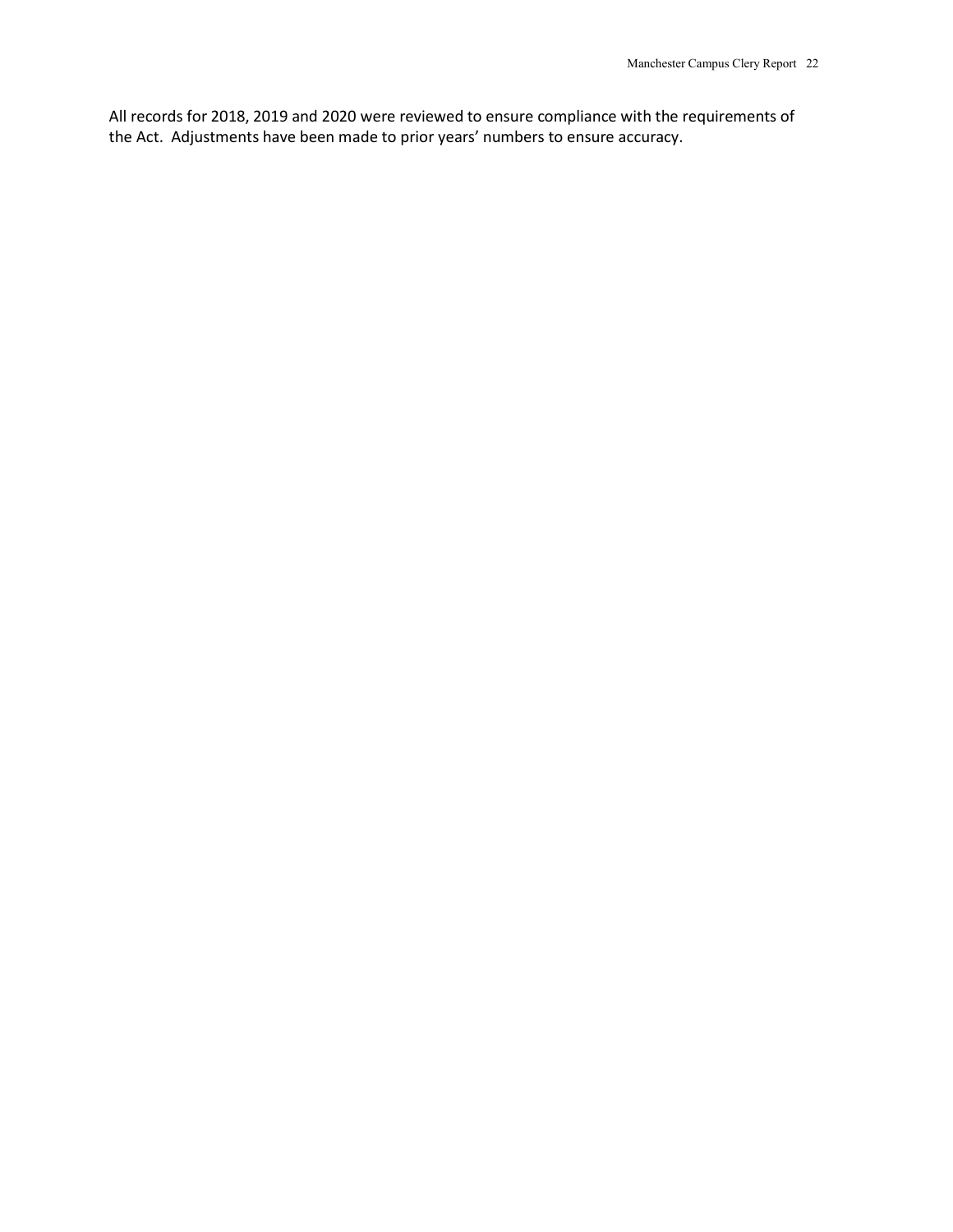All records for 2018, 2019 and 2020 were reviewed to ensure compliance with the requirements of the Act. Adjustments have been made to prior years' numbers to ensure accuracy.